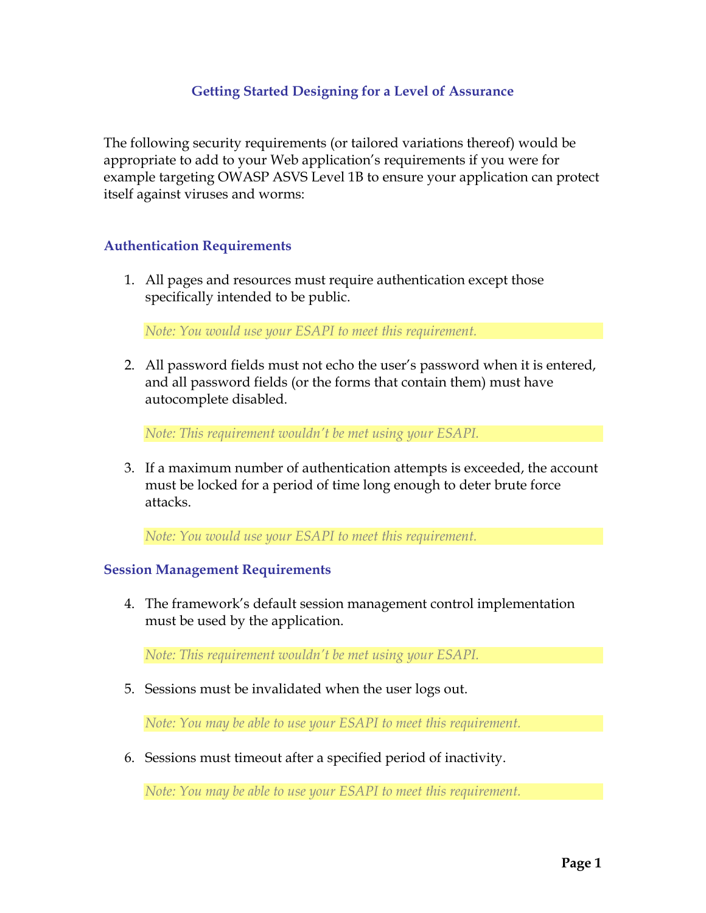# Getting Started Designing for a Level of Assurance

The following security requirements (or tailored variations thereof) would be appropriate to add to your Web application's requirements if you were for example targeting OWASP ASVS Level 1B to ensure your application can protect itself against viruses and worms:

## Authentication Requirements

1. All pages and resources must require authentication except those specifically intended to be public.

   *Note: You would use your ESAPI to meet this requirement.*

2. All password fields must not echo the user's password when it is entered, and all password fields (or the forms that contain them) must have autocomplete disabled.

   *Note: This requirement wouldn't be met using your ESAPI.*

3. If a maximum number of authentication attempts is exceeded, the account must be locked for a period of time long enough to deter brute force attacks.

   *Note: You would use your ESAPI to meet this requirement.*

## Session Management Requirements

4. The framework's default session management control implementation must be used by the application.

   *Note: This requirement wouldn't be met using your ESAPI.*

5. Sessions must be invalidated when the user logs out.

   *Note: You may be able to use your ESAPI to meet this requirement.*

6. Sessions must timeout after a specified period of inactivity.

   *Note: You may be able to use your ESAPI to meet this requirement.*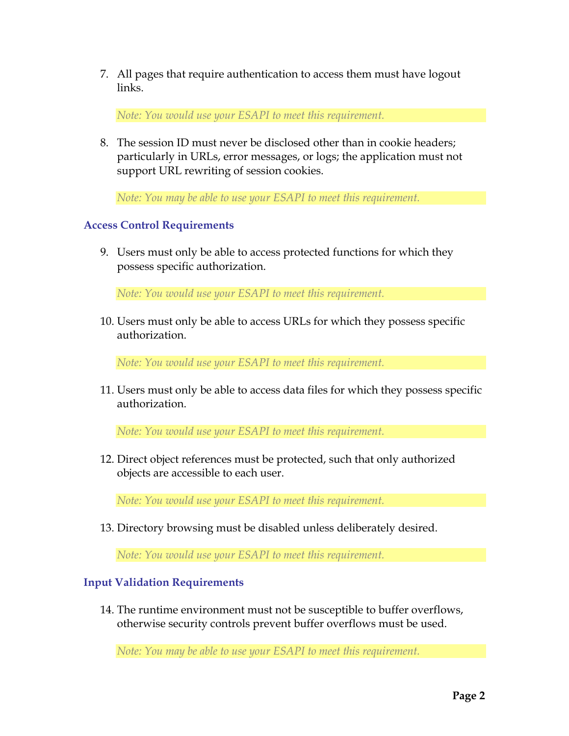7. All pages that require authentication to access them must have logout links.

   *Note: You would use your ESAPI to meet this requirement.*

8. The session ID must never be disclosed other than in cookie headers; particularly in URLs, error messages, or logs; the application must not support URL rewriting of session cookies.

   *Note: You may be able to use your ESAPI to meet this requirement.*

### Access Control Requirements

9. Users must only be able to access protected functions for which they possess specific authorization.

   *Note: You would use your ESAPI to meet this requirement.*

10. Users must only be able to access URLs for which they possess specific authorization.

    *Note: You would use your ESAPI to meet this requirement.*

11. Users must only be able to access data files for which they possess specific authorization.

    *Note: You would use your ESAPI to meet this requirement.*

12. Direct object references must be protected, such that only authorized objects are accessible to each user.

    *Note: You would use your ESAPI to meet this requirement.*

13. Directory browsing must be disabled unless deliberately desired.

    *Note: You would use your ESAPI to meet this requirement.*

### Input Validation Requirements

14. The runtime environment must not be susceptible to buffer overflows, otherwise security controls prevent buffer overflows must be used.

    *Note: You may be able to use your ESAPI to meet this requirement.*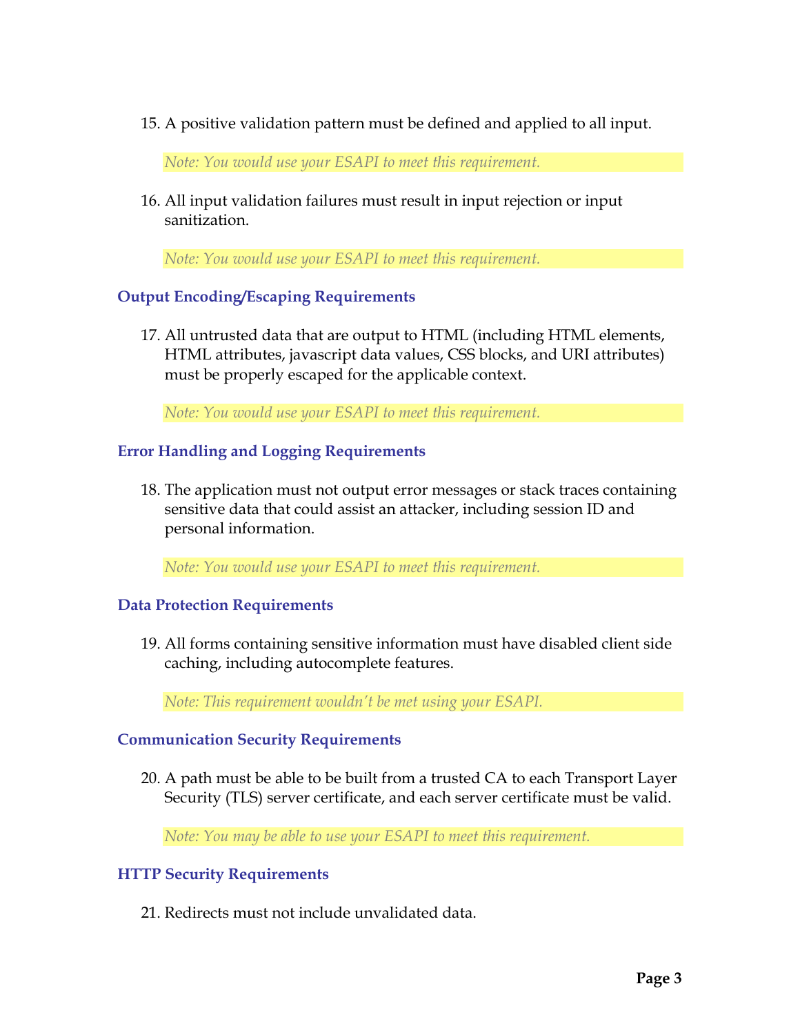15. A positive validation pattern must be defined and applied to all input.

    *Note: You would use your ESAPI to meet this requirement.*

16. All input validation failures must result in input rejection or input sanitization.

    *Note: You would use your ESAPI to meet this requirement.*

### Output Encoding/Escaping Requirements

17. All untrusted data that are output to HTML (including HTML elements, HTML attributes, javascript data values, CSS blocks, and URI attributes) must be properly escaped for the applicable context.

    *Note: You would use your ESAPI to meet this requirement.*

### Error Handling and Logging Requirements

18. The application must not output error messages or stack traces containing sensitive data that could assist an attacker, including session ID and personal information.

    *Note: You would use your ESAPI to meet this requirement.*

### Data Protection Requirements

19. All forms containing sensitive information must have disabled client side caching, including autocomplete features.

    *Note: This requirement wouldn't be met using your ESAPI.*

### Communication Security Requirements

20. A path must be able to be built from a trusted CA to each Transport Layer Security (TLS) server certificate, and each server certificate must be valid.

    *Note: You may be able to use your ESAPI to meet this requirement.*

### HTTP Security Requirements

21. Redirects must not include unvalidated data.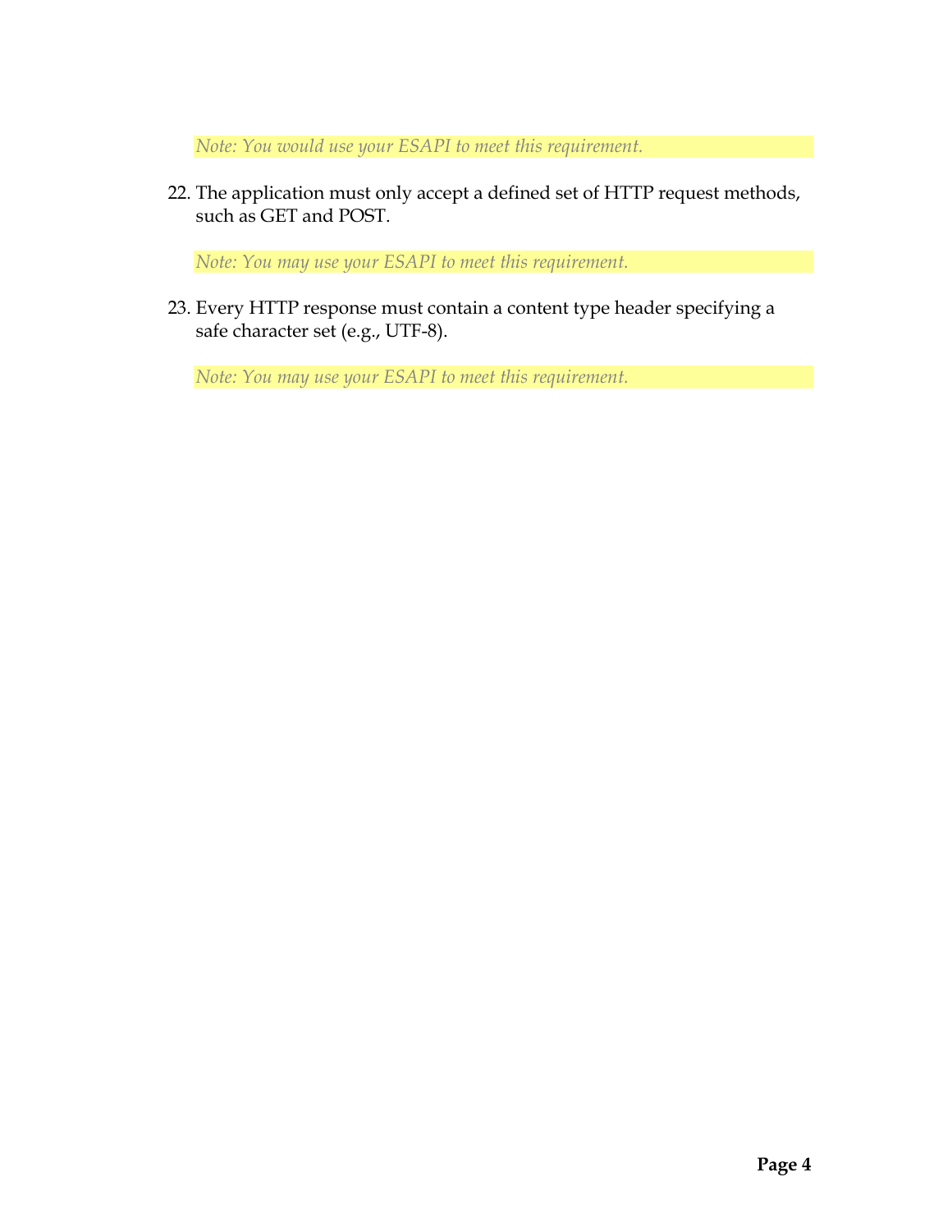*Note: You would use your ESAPI to meet this requirement.*

22. The application must only accept a defined set of HTTP request methods, such as GET and POST.

    *Note: You may use your ESAPI to meet this requirement.*

23. Every HTTP response must contain a content type header specifying a safe character set (e.g., UTF-8).

    *Note: You may use your ESAPI to meet this requirement.*